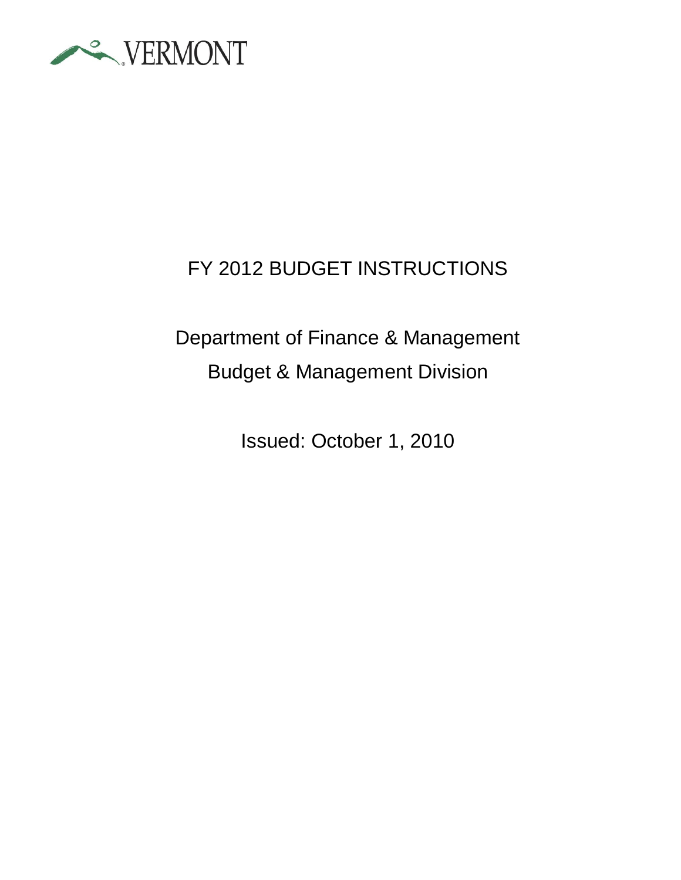VERMONT

# FY 2012 BUDGET INSTRUCTIONS

## Department of Finance & Management
## Budget & Management Division

Issued: October 1, 2010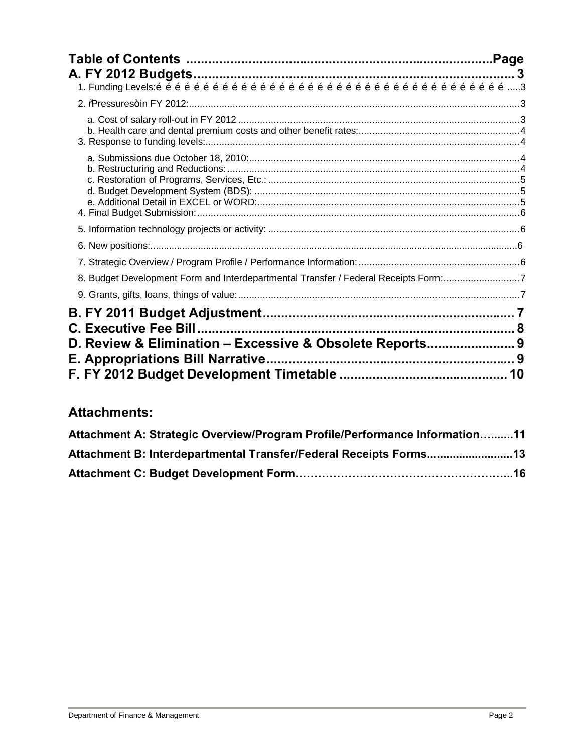# Table of Contents ..................................................................................Page

## A. FY 2012 Budgets ........................................................................................ 3

1. Funding Levels:é é é é é é é é é é é é é é é é é é é é é é é é é é é é é é é é é é é é é é .....3
2. ñPressuresò in FY 2012: ........................................................................................................3
   - a. Cost of salary roll-out in FY 2012 .......................................................................................3
   - b. Health care and dental premium costs and other benefit rates: ............................................4
3. Response to funding levels: ...................................................................................................4
   - a. Submissions due October 18, 2010: ....................................................................................4
   - b. Restructuring and Reductions: ...........................................................................................4
   - c. Restoration of Programs, Services, Etc.: ............................................................................5
   - d. Budget Development System (BDS): ...................................................................................5
   - e. Additional Detail in EXCEL or WORD: ................................................................................5
4. Final Budget Submission: .......................................................................................................6
5. Information technology projects or activity: ............................................................................6
6. New positions: ........................................................................................................................6
7. Strategic Overview / Program Profile / Performance Information: ............................................6
8. Budget Development Form and Interdepartmental Transfer / Federal Receipts Form: ............7
9. Grants, gifts, loans, things of value: .......................................................................................7

## B. FY 2011 Budget Adjustment ................................................................... 7

## C. Executive Fee Bill ...................................................................................... 8

## D. Review & Elimination – Excessive & Obsolete Reports ........................ 9

## E. Appropriations Bill Narrative ................................................................... 9

## F. FY 2012 Budget Development Timetable ............................................ 10

## Attachments:

**Attachment A: Strategic Overview/Program Profile/Performance Information…........11**

**Attachment B: Interdepartmental Transfer/Federal Receipts Forms...........................13**

**Attachment C: Budget Development Form………………………………………………...16**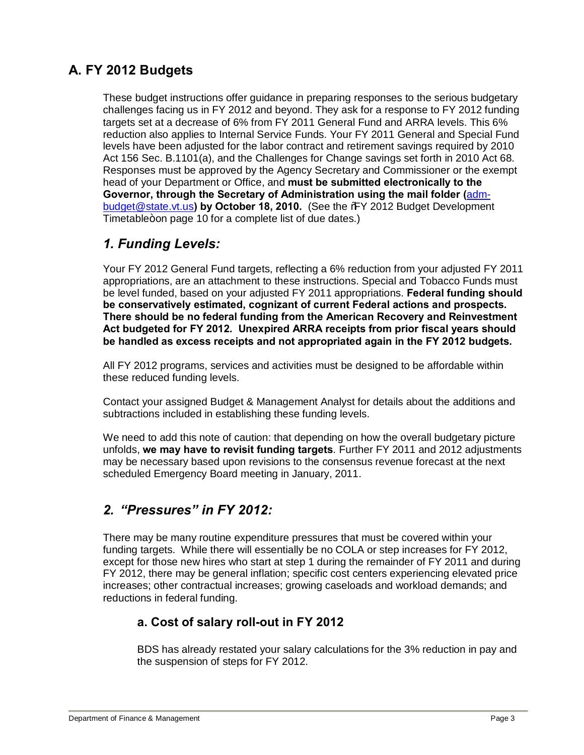## A. FY 2012 Budgets

These budget instructions offer guidance in preparing responses to the serious budgetary challenges facing us in FY 2012 and beyond. They ask for a response to FY 2012 funding targets set at a decrease of 6% from FY 2011 General Fund and ARRA levels. This 6% reduction also applies to Internal Service Funds. Your FY 2011 General and Special Fund levels have been adjusted for the labor contract and retirement savings required by 2010 Act 156 Sec. B.1101(a), and the Challenges for Change savings set forth in 2010 Act 68. Responses must be approved by the Agency Secretary and Commissioner or the exempt head of your Department or Office, and **must be submitted electronically to the Governor, through the Secretary of Administration using the mail folder (adm-budget@state.vt.us) by October 18, 2010.** (See the "FY 2012 Budget Development Timetable" on page 10 for a complete list of due dates.)

### *1. Funding Levels:*

Your FY 2012 General Fund targets, reflecting a 6% reduction from your adjusted FY 2011 appropriations, are an attachment to these instructions. Special and Tobacco Funds must be level funded, based on your adjusted FY 2011 appropriations. **Federal funding should be conservatively estimated, cognizant of current Federal actions and prospects. There should be no federal funding from the American Recovery and Reinvestment Act budgeted for FY 2012. Unexpired ARRA receipts from prior fiscal years should be handled as excess receipts and not appropriated again in the FY 2012 budgets.**

All FY 2012 programs, services and activities must be designed to be affordable within these reduced funding levels.

Contact your assigned Budget & Management Analyst for details about the additions and subtractions included in establishing these funding levels.

We need to add this note of caution: that depending on how the overall budgetary picture unfolds, **we may have to revisit funding targets**. Further FY 2011 and 2012 adjustments may be necessary based upon revisions to the consensus revenue forecast at the next scheduled Emergency Board meeting in January, 2011.

### *2. "Pressures" in FY 2012:*

There may be many routine expenditure pressures that must be covered within your funding targets. While there will essentially be no COLA or step increases for FY 2012, except for those new hires who start at step 1 during the remainder of FY 2011 and during FY 2012, there may be general inflation; specific cost centers experiencing elevated price increases; other contractual increases; growing caseloads and workload demands; and reductions in federal funding.

#### a. Cost of salary roll-out in FY 2012

BDS has already restated your salary calculations for the 3% reduction in pay and the suspension of steps for FY 2012.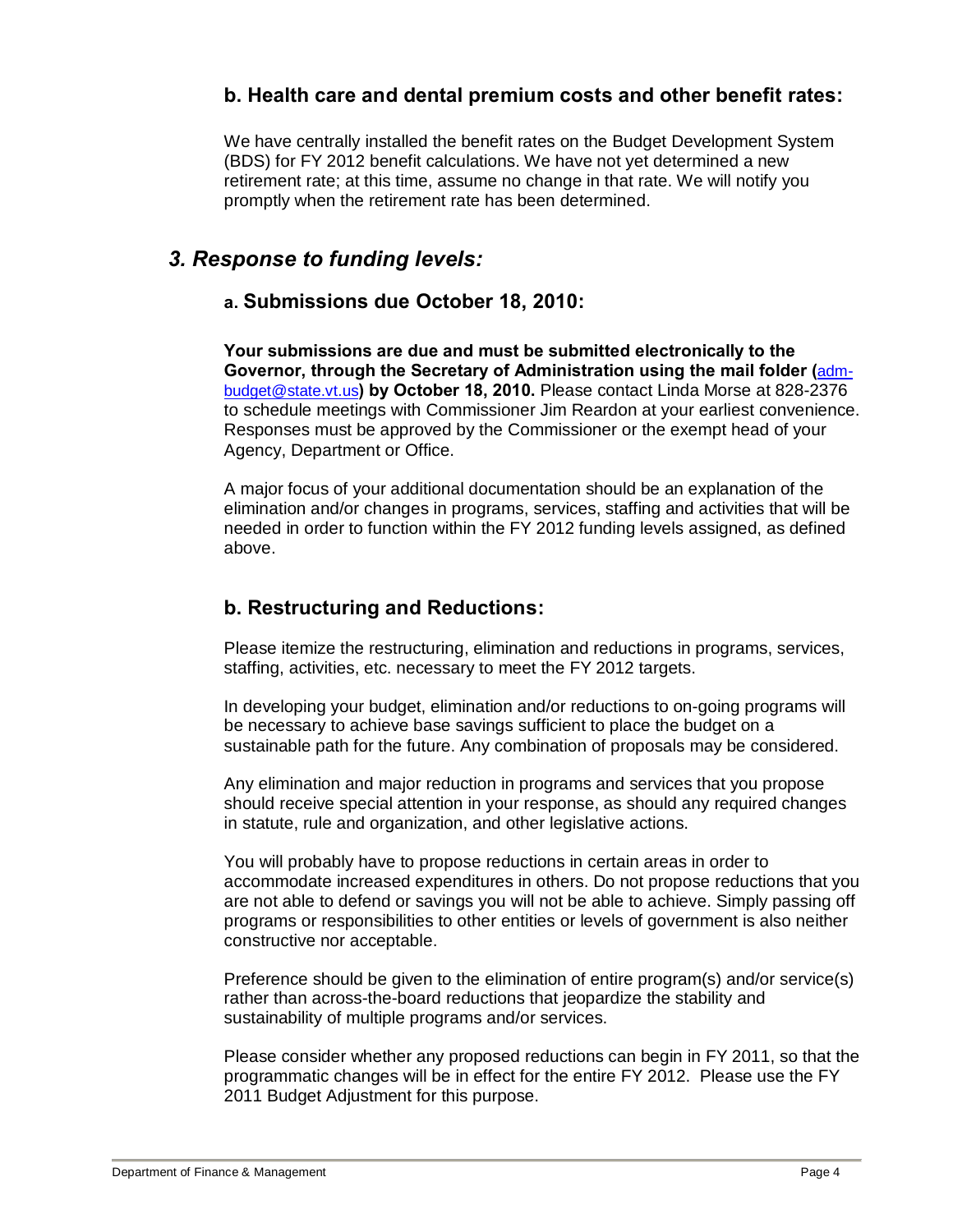### b. Health care and dental premium costs and other benefit rates:

We have centrally installed the benefit rates on the Budget Development System (BDS) for FY 2012 benefit calculations. We have not yet determined a new retirement rate; at this time, assume no change in that rate. We will notify you promptly when the retirement rate has been determined.

## *3. Response to funding levels:*

### a. Submissions due October 18, 2010:

**Your submissions are due and must be submitted electronically to the Governor, through the Secretary of Administration using the mail folder (adm-budget@state.vt.us) by October 18, 2010.** Please contact Linda Morse at 828-2376 to schedule meetings with Commissioner Jim Reardon at your earliest convenience. Responses must be approved by the Commissioner or the exempt head of your Agency, Department or Office.

A major focus of your additional documentation should be an explanation of the elimination and/or changes in programs, services, staffing and activities that will be needed in order to function within the FY 2012 funding levels assigned, as defined above.

### b. Restructuring and Reductions:

Please itemize the restructuring, elimination and reductions in programs, services, staffing, activities, etc. necessary to meet the FY 2012 targets.

In developing your budget, elimination and/or reductions to on-going programs will be necessary to achieve base savings sufficient to place the budget on a sustainable path for the future. Any combination of proposals may be considered.

Any elimination and major reduction in programs and services that you propose should receive special attention in your response, as should any required changes in statute, rule and organization, and other legislative actions.

You will probably have to propose reductions in certain areas in order to accommodate increased expenditures in others. Do not propose reductions that you are not able to defend or savings you will not be able to achieve. Simply passing off programs or responsibilities to other entities or levels of government is also neither constructive nor acceptable.

Preference should be given to the elimination of entire program(s) and/or service(s) rather than across-the-board reductions that jeopardize the stability and sustainability of multiple programs and/or services.

Please consider whether any proposed reductions can begin in FY 2011, so that the programmatic changes will be in effect for the entire FY 2012. Please use the FY 2011 Budget Adjustment for this purpose.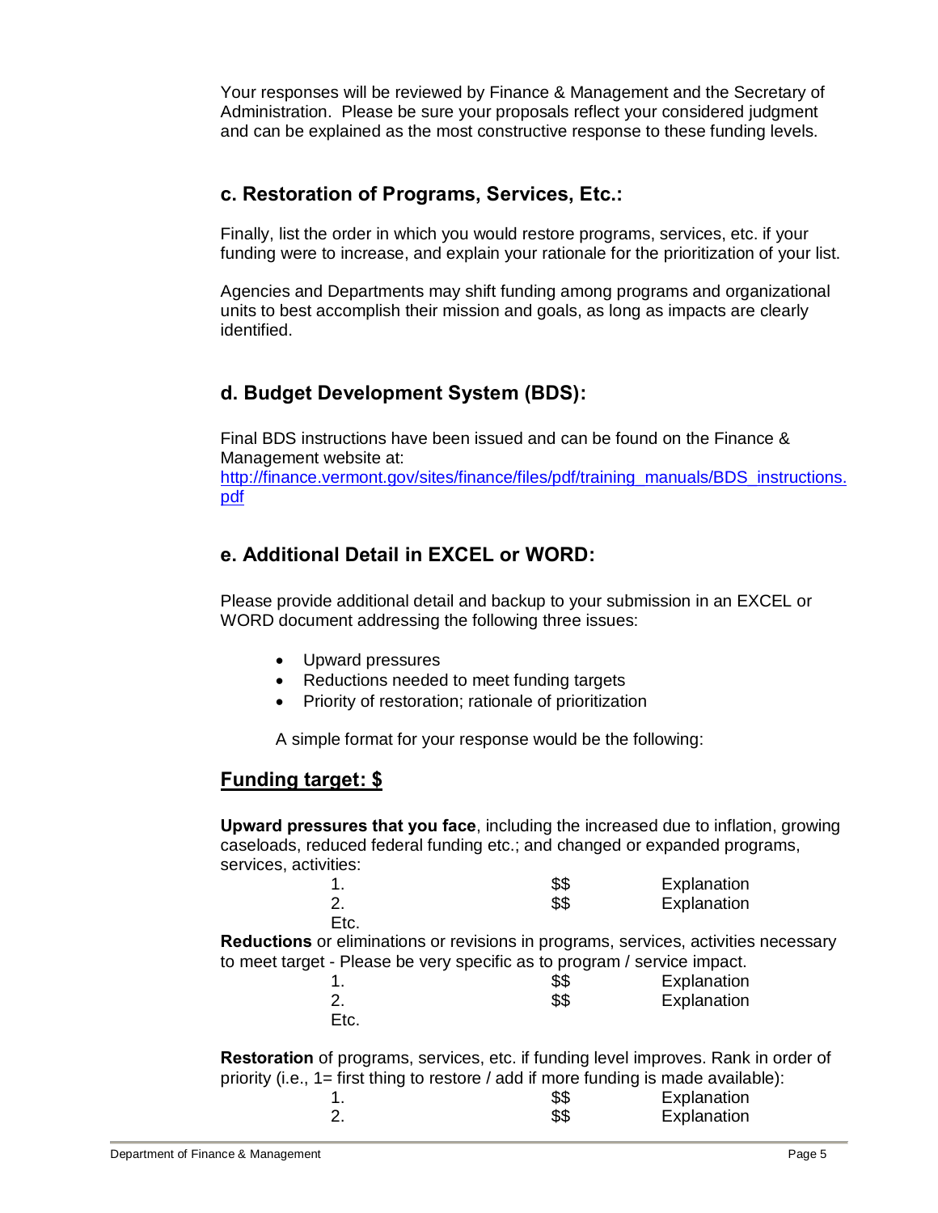Your responses will be reviewed by Finance & Management and the Secretary of Administration. Please be sure your proposals reflect your considered judgment and can be explained as the most constructive response to these funding levels.

### c. Restoration of Programs, Services, Etc.:

Finally, list the order in which you would restore programs, services, etc. if your funding were to increase, and explain your rationale for the prioritization of your list.

Agencies and Departments may shift funding among programs and organizational units to best accomplish their mission and goals, as long as impacts are clearly identified.

### d. Budget Development System (BDS):

Final BDS instructions have been issued and can be found on the Finance & Management website at:
[http://finance.vermont.gov/sites/finance/files/pdf/training_manuals/BDS_instructions.pdf](http://finance.vermont.gov/sites/finance/files/pdf/training_manuals/BDS_instructions.pdf)

### e. Additional Detail in EXCEL or WORD:

Please provide additional detail and backup to your submission in an EXCEL or WORD document addressing the following three issues:

- Upward pressures
- Reductions needed to meet funding targets
- Priority of restoration; rationale of prioritization

A simple format for your response would be the following:

**<u>Funding target: $</u>**

**Upward pressures that you face**, including the increased due to inflation, growing caseloads, reduced federal funding etc.; and changed or expanded programs, services, activities:

| | | |
|---|---|---|
| 1. | $$ | Explanation |
| 2. | $$ | Explanation |
| Etc. | | |

**Reductions** or eliminations or revisions in programs, services, activities necessary to meet target - Please be very specific as to program / service impact.

| | | |
|---|---|---|
| 1. | $$ | Explanation |
| 2. | $$ | Explanation |
| Etc. | | |

**Restoration** of programs, services, etc. if funding level improves. Rank in order of priority (i.e., 1= first thing to restore / add if more funding is made available):

| | | |
|---|---|---|
| 1. | $$ | Explanation |
| 2. | $$ | Explanation |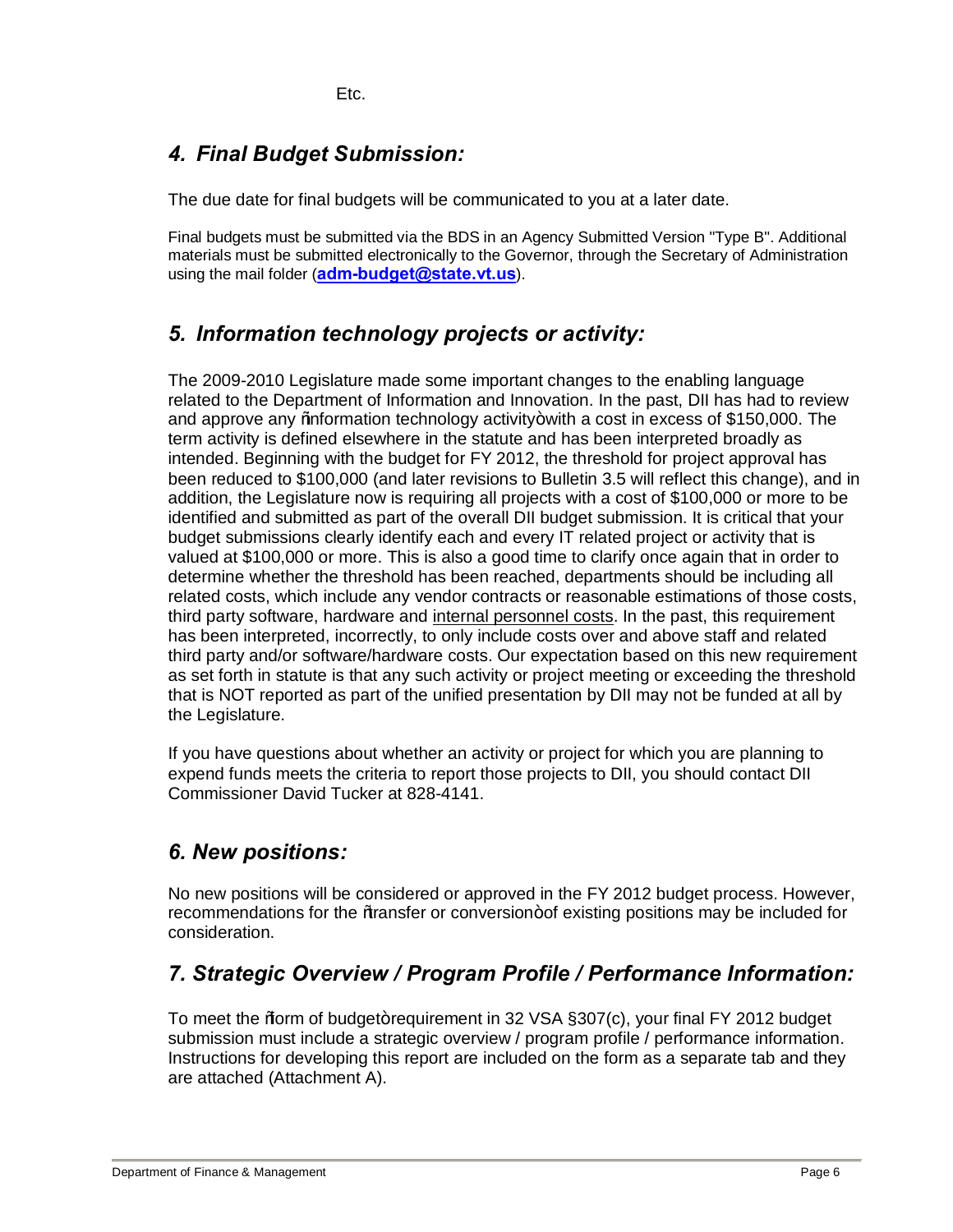Etc.

## *4. Final Budget Submission:*

The due date for final budgets will be communicated to you at a later date.

Final budgets must be submitted via the BDS in an Agency Submitted Version "Type B". Additional materials must be submitted electronically to the Governor, through the Secretary of Administration using the mail folder (**adm-budget@state.vt.us**).

## *5. Information technology projects or activity:*

The 2009-2010 Legislature made some important changes to the enabling language related to the Department of Information and Innovation. In the past, DII has had to review and approve any "information technology activity" with a cost in excess of $150,000. The term activity is defined elsewhere in the statute and has been interpreted broadly as intended. Beginning with the budget for FY 2012, the threshold for project approval has been reduced to $100,000 (and later revisions to Bulletin 3.5 will reflect this change), and in addition, the Legislature now is requiring all projects with a cost of $100,000 or more to be identified and submitted as part of the overall DII budget submission. It is critical that your budget submissions clearly identify each and every IT related project or activity that is valued at $100,000 or more. This is also a good time to clarify once again that in order to determine whether the threshold has been reached, departments should be including all related costs, which include any vendor contracts or reasonable estimations of those costs, third party software, hardware and <u>internal personnel costs</u>. In the past, this requirement has been interpreted, incorrectly, to only include costs over and above staff and related third party and/or software/hardware costs. Our expectation based on this new requirement as set forth in statute is that any such activity or project meeting or exceeding the threshold that is NOT reported as part of the unified presentation by DII may not be funded at all by the Legislature.

If you have questions about whether an activity or project for which you are planning to expend funds meets the criteria to report those projects to DII, you should contact DII Commissioner David Tucker at 828-4141.

## *6. New positions:*

No new positions will be considered or approved in the FY 2012 budget process. However, recommendations for the "transfer or conversion" of existing positions may be included for consideration.

## *7. Strategic Overview / Program Profile / Performance Information:*

To meet the "form of budget" requirement in 32 VSA §307(c), your final FY 2012 budget submission must include a strategic overview / program profile / performance information. Instructions for developing this report are included on the form as a separate tab and they are attached (Attachment A).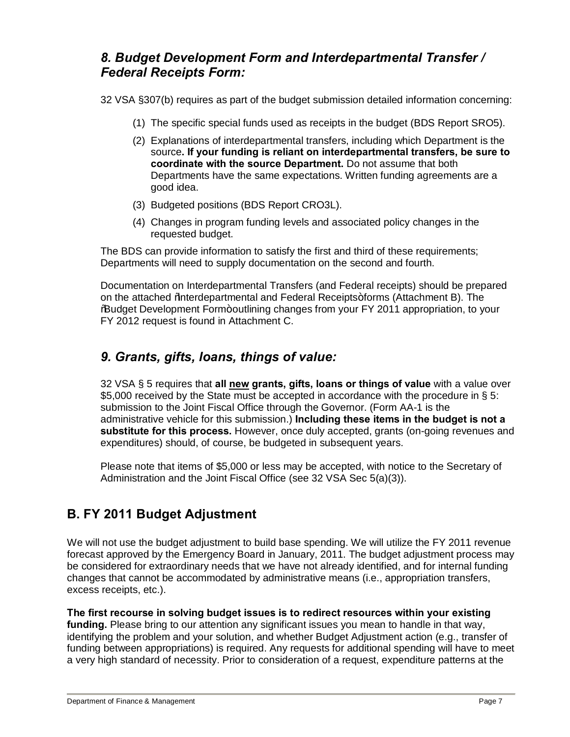## *8. Budget Development Form and Interdepartmental Transfer / Federal Receipts Form:*

32 VSA §307(b) requires as part of the budget submission detailed information concerning:

(1) The specific special funds used as receipts in the budget (BDS Report SRO5).

(2) Explanations of interdepartmental transfers, including which Department is the source**. If your funding is reliant on interdepartmental transfers, be sure to coordinate with the source Department.** Do not assume that both Departments have the same expectations. Written funding agreements are a good idea.

(3) Budgeted positions (BDS Report CRO3L).

(4) Changes in program funding levels and associated policy changes in the requested budget.

The BDS can provide information to satisfy the first and third of these requirements; Departments will need to supply documentation on the second and fourth.

Documentation on Interdepartmental Transfers (and Federal receipts) should be prepared on the attached "Interdepartmental and Federal Receipts" forms (Attachment B). The "Budget Development Form" outlining changes from your FY 2011 appropriation, to your FY 2012 request is found in Attachment C.

## *9. Grants, gifts, loans, things of value:*

32 VSA § 5 requires that **all new grants, gifts, loans or things of value** with a value over $5,000 received by the State must be accepted in accordance with the procedure in § 5: submission to the Joint Fiscal Office through the Governor. (Form AA-1 is the administrative vehicle for this submission.) **Including these items in the budget is not a substitute for this process.** However, once duly accepted, grants (on-going revenues and expenditures) should, of course, be budgeted in subsequent years.

Please note that items of $5,000 or less may be accepted, with notice to the Secretary of Administration and the Joint Fiscal Office (see 32 VSA Sec 5(a)(3)).

# B. FY 2011 Budget Adjustment

We will not use the budget adjustment to build base spending. We will utilize the FY 2011 revenue forecast approved by the Emergency Board in January, 2011. The budget adjustment process may be considered for extraordinary needs that we have not already identified, and for internal funding changes that cannot be accommodated by administrative means (i.e., appropriation transfers, excess receipts, etc.).

**The first recourse in solving budget issues is to redirect resources within your existing funding.** Please bring to our attention any significant issues you mean to handle in that way, identifying the problem and your solution, and whether Budget Adjustment action (e.g., transfer of funding between appropriations) is required. Any requests for additional spending will have to meet a very high standard of necessity. Prior to consideration of a request, expenditure patterns at the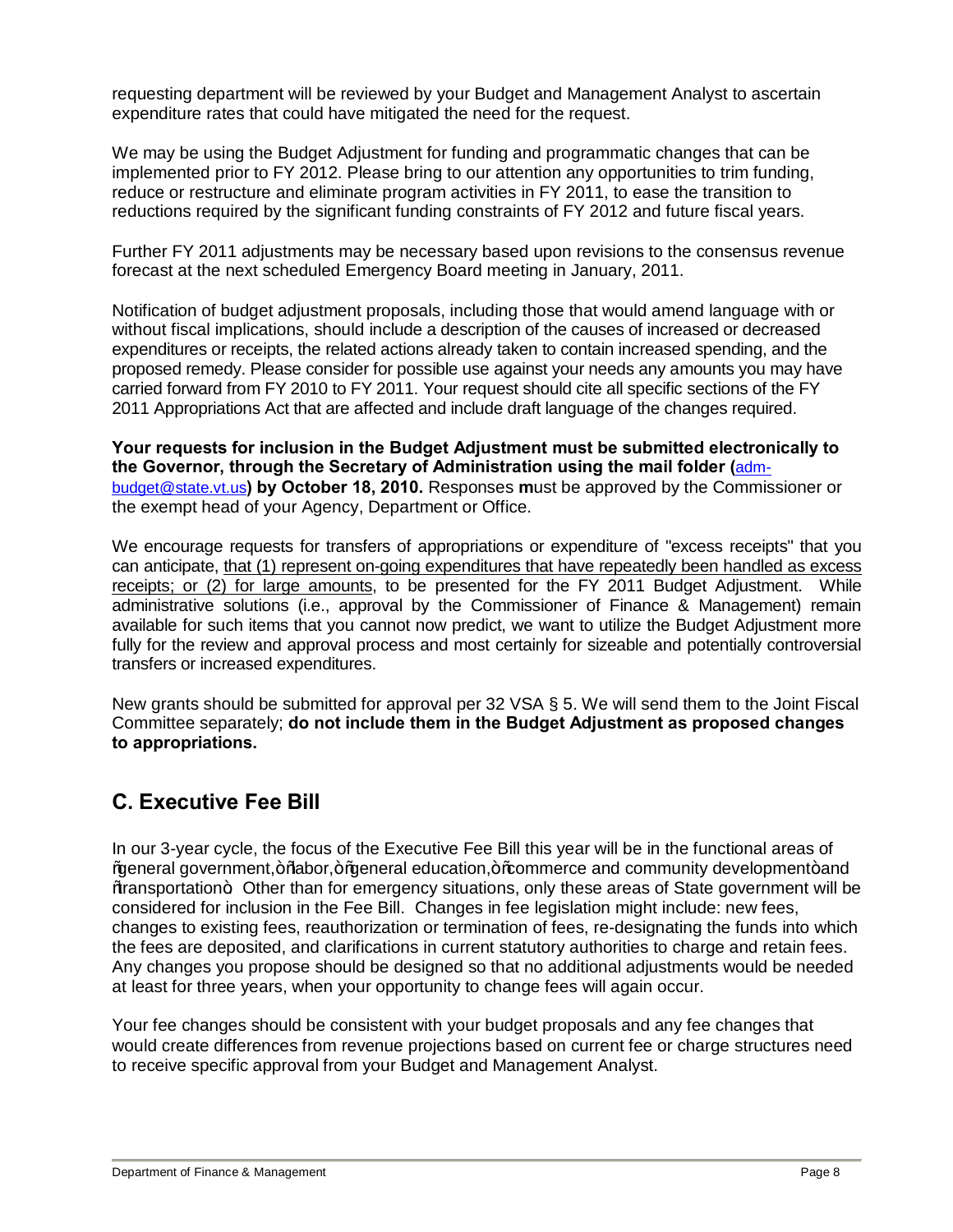requesting department will be reviewed by your Budget and Management Analyst to ascertain expenditure rates that could have mitigated the need for the request.

We may be using the Budget Adjustment for funding and programmatic changes that can be implemented prior to FY 2012. Please bring to our attention any opportunities to trim funding, reduce or restructure and eliminate program activities in FY 2011, to ease the transition to reductions required by the significant funding constraints of FY 2012 and future fiscal years.

Further FY 2011 adjustments may be necessary based upon revisions to the consensus revenue forecast at the next scheduled Emergency Board meeting in January, 2011.

Notification of budget adjustment proposals, including those that would amend language with or without fiscal implications, should include a description of the causes of increased or decreased expenditures or receipts, the related actions already taken to contain increased spending, and the proposed remedy. Please consider for possible use against your needs any amounts you may have carried forward from FY 2010 to FY 2011. Your request should cite all specific sections of the FY 2011 Appropriations Act that are affected and include draft language of the changes required.

**Your requests for inclusion in the Budget Adjustment must be submitted electronically to the Governor, through the Secretary of Administration using the mail folder (**adm-budget@state.vt.us**) by October 18, 2010.** Responses **m**ust be approved by the Commissioner or the exempt head of your Agency, Department or Office.

We encourage requests for transfers of appropriations or expenditure of "excess receipts" that you can anticipate, <u>that (1) represent on-going expenditures that have repeatedly been handled as excess receipts; or (2) for large amounts</u>, to be presented for the FY 2011 Budget Adjustment. While administrative solutions (i.e., approval by the Commissioner of Finance & Management) remain available for such items that you cannot now predict, we want to utilize the Budget Adjustment more fully for the review and approval process and most certainly for sizeable and potentially controversial transfers or increased expenditures.

New grants should be submitted for approval per 32 VSA § 5. We will send them to the Joint Fiscal Committee separately; **do not include them in the Budget Adjustment as proposed changes to appropriations.**

## C. Executive Fee Bill

In our 3-year cycle, the focus of the Executive Fee Bill this year will be in the functional areas of "general government," "labor," "general education," "commerce and community development" and "transportation". Other than for emergency situations, only these areas of State government will be considered for inclusion in the Fee Bill. Changes in fee legislation might include: new fees, changes to existing fees, reauthorization or termination of fees, re-designating the funds into which the fees are deposited, and clarifications in current statutory authorities to charge and retain fees. Any changes you propose should be designed so that no additional adjustments would be needed at least for three years, when your opportunity to change fees will again occur.

Your fee changes should be consistent with your budget proposals and any fee changes that would create differences from revenue projections based on current fee or charge structures need to receive specific approval from your Budget and Management Analyst.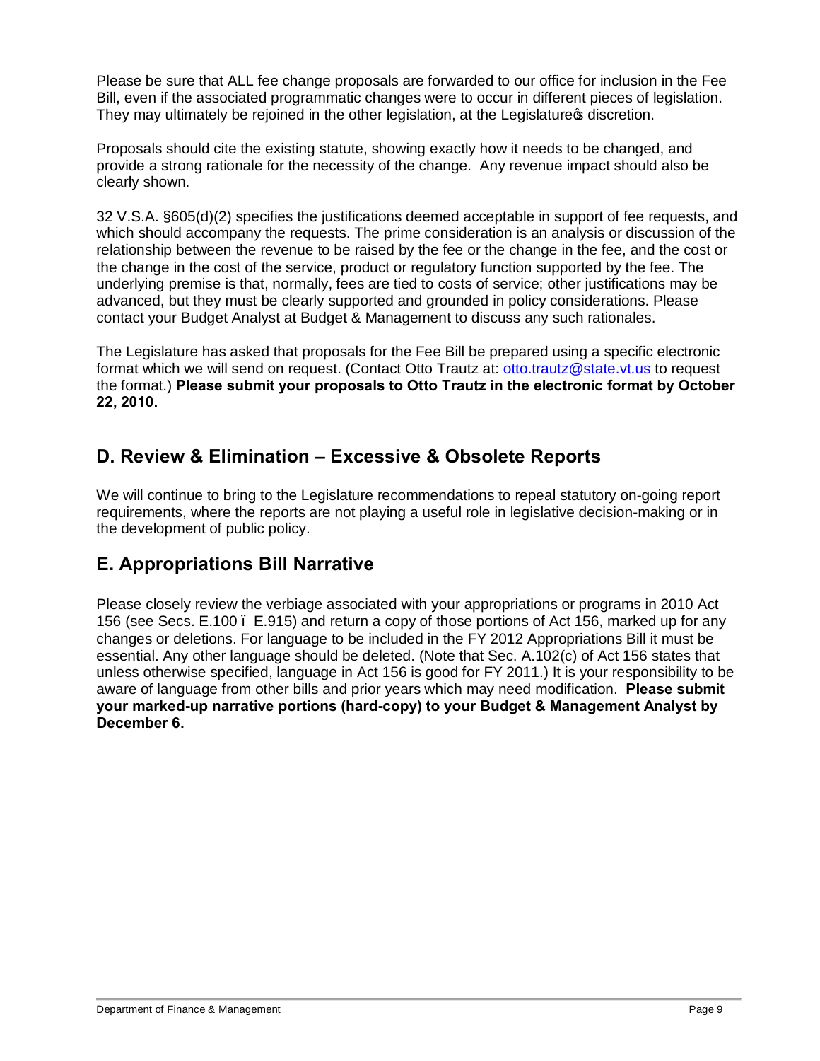Please be sure that ALL fee change proposals are forwarded to our office for inclusion in the Fee Bill, even if the associated programmatic changes were to occur in different pieces of legislation. They may ultimately be rejoined in the other legislation, at the Legislature's discretion.

Proposals should cite the existing statute, showing exactly how it needs to be changed, and provide a strong rationale for the necessity of the change. Any revenue impact should also be clearly shown.

32 V.S.A. §605(d)(2) specifies the justifications deemed acceptable in support of fee requests, and which should accompany the requests. The prime consideration is an analysis or discussion of the relationship between the revenue to be raised by the fee or the change in the fee, and the cost or the change in the cost of the service, product or regulatory function supported by the fee. The underlying premise is that, normally, fees are tied to costs of service; other justifications may be advanced, but they must be clearly supported and grounded in policy considerations. Please contact your Budget Analyst at Budget & Management to discuss any such rationales.

The Legislature has asked that proposals for the Fee Bill be prepared using a specific electronic format which we will send on request. (Contact Otto Trautz at: otto.trautz@state.vt.us to request the format.) **Please submit your proposals to Otto Trautz in the electronic format by October 22, 2010.**

## D. Review & Elimination – Excessive & Obsolete Reports

We will continue to bring to the Legislature recommendations to repeal statutory on-going report requirements, where the reports are not playing a useful role in legislative decision-making or in the development of public policy.

## E. Appropriations Bill Narrative

Please closely review the verbiage associated with your appropriations or programs in 2010 Act 156 (see Secs. E.100 – E.915) and return a copy of those portions of Act 156, marked up for any changes or deletions. For language to be included in the FY 2012 Appropriations Bill it must be essential. Any other language should be deleted. (Note that Sec. A.102(c) of Act 156 states that unless otherwise specified, language in Act 156 is good for FY 2011.) It is your responsibility to be aware of language from other bills and prior years which may need modification. **Please submit your marked-up narrative portions (hard-copy) to your Budget & Management Analyst by December 6.**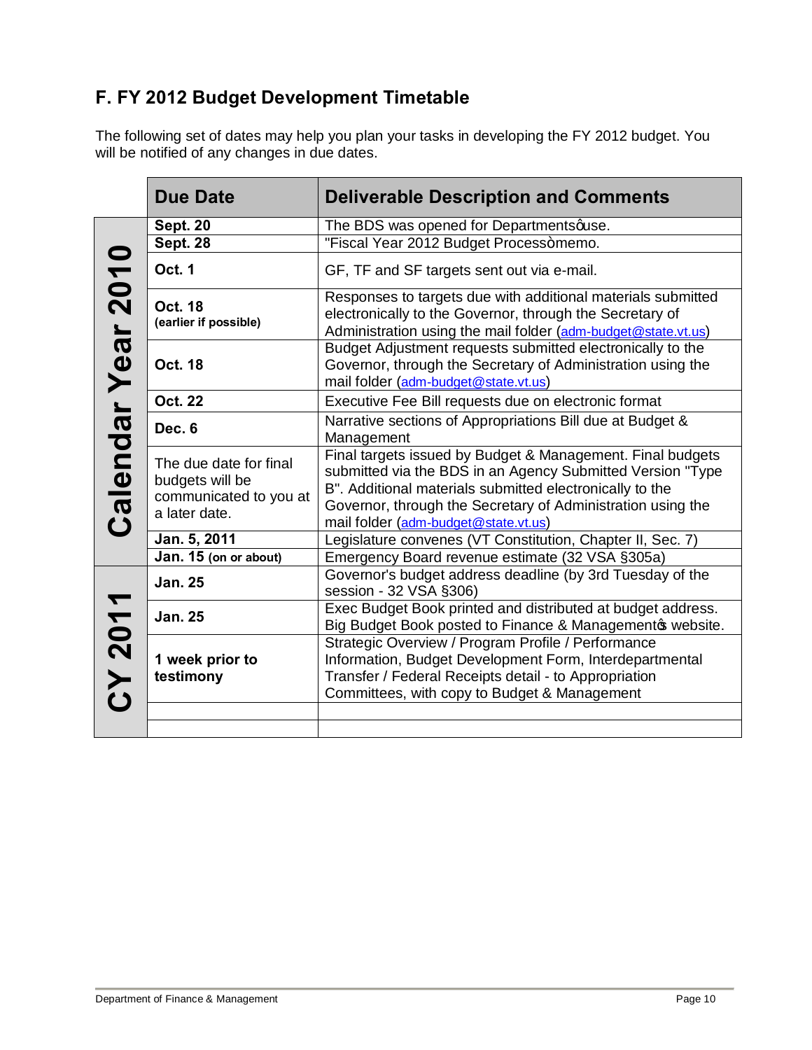## F. FY 2012 Budget Development Timetable

The following set of dates may help you plan your tasks in developing the FY 2012 budget. You will be notified of any changes in due dates.

| | Due Date | Deliverable Description and Comments |
|---|---|---|
| Calendar Year 2010 | **Sept. 20** | The BDS was opened for Departmentsφuse. |
| | **Sept. 28** | "Fiscal Year 2012 Budget Processö memo. |
| | **Oct. 1** | GF, TF and SF targets sent out via e-mail. |
| | **Oct. 18** **(earlier if possible)** | Responses to targets due with additional materials submitted electronically to the Governor, through the Secretary of Administration using the mail folder (adm-budget@state.vt.us) |
| | **Oct. 18** | Budget Adjustment requests submitted electronically to the Governor, through the Secretary of Administration using the mail folder (adm-budget@state.vt.us) |
| | **Oct. 22** | Executive Fee Bill requests due on electronic format |
| | **Dec. 6** | Narrative sections of Appropriations Bill due at Budget & Management |
| | The due date for final budgets will be communicated to you at a later date. | Final targets issued by Budget & Management. Final budgets submitted via the BDS in an Agency Submitted Version "Type B". Additional materials submitted electronically to the Governor, through the Secretary of Administration using the mail folder (adm-budget@state.vt.us) |
| | **Jan. 5, 2011** | Legislature convenes (VT Constitution, Chapter II, Sec. 7) |
| | **Jan. 15** **(on or about)** | Emergency Board revenue estimate (32 VSA §305a) |
| CY 2011 | **Jan. 25** | Governor's budget address deadline (by 3rd Tuesday of the session - 32 VSA §306) |
| | **Jan. 25** | Exec Budget Book printed and distributed at budget address. Big Budget Book posted to Finance & Managementφs website. |
| | **1 week prior to testimony** | Strategic Overview / Program Profile / Performance Information, Budget Development Form, Interdepartmental Transfer / Federal Receipts detail - to Appropriation Committees, with copy to Budget & Management |
| | | |
| | | |